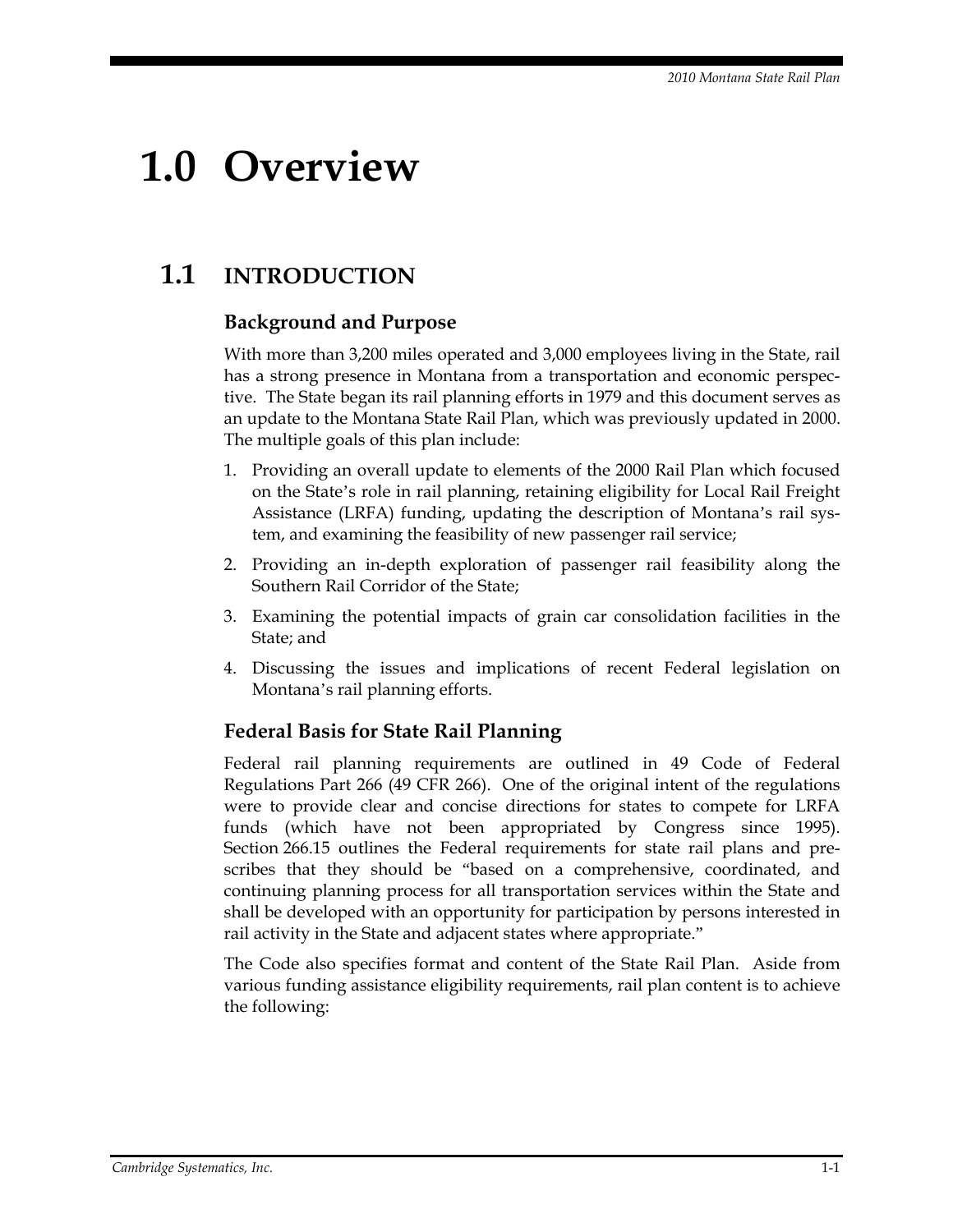# 1.0 Overview

## 1.1 INTRODUCTION

### Background and Purpose

With more than 3,200 miles operated and 3,000 employees living in the State, rail has a strong presence in Montana from a transportation and economic perspective. The State began its rail planning efforts in 1979 and this document serves as an update to the Montana State Rail Plan, which was previously updated in 2000. The multiple goals of this plan include:

1. Providing an overall update to elements of the 2000 Rail Plan which focused on the State's role in rail planning, retaining eligibility for Local Rail Freight Assistance (LRFA) funding, updating the description of Montana's rail system, and examining the feasibility of new passenger rail service;
2. Providing an in-depth exploration of passenger rail feasibility along the Southern Rail Corridor of the State;
3. Examining the potential impacts of grain car consolidation facilities in the State; and
4. Discussing the issues and implications of recent Federal legislation on Montana's rail planning efforts.

### Federal Basis for State Rail Planning

Federal rail planning requirements are outlined in 49 Code of Federal Regulations Part 266 (49 CFR 266). One of the original intent of the regulations were to provide clear and concise directions for states to compete for LRFA funds (which have not been appropriated by Congress since 1995). Section 266.15 outlines the Federal requirements for state rail plans and prescribes that they should be "based on a comprehensive, coordinated, and continuing planning process for all transportation services within the State and shall be developed with an opportunity for participation by persons interested in rail activity in the State and adjacent states where appropriate."

The Code also specifies format and content of the State Rail Plan. Aside from various funding assistance eligibility requirements, rail plan content is to achieve the following: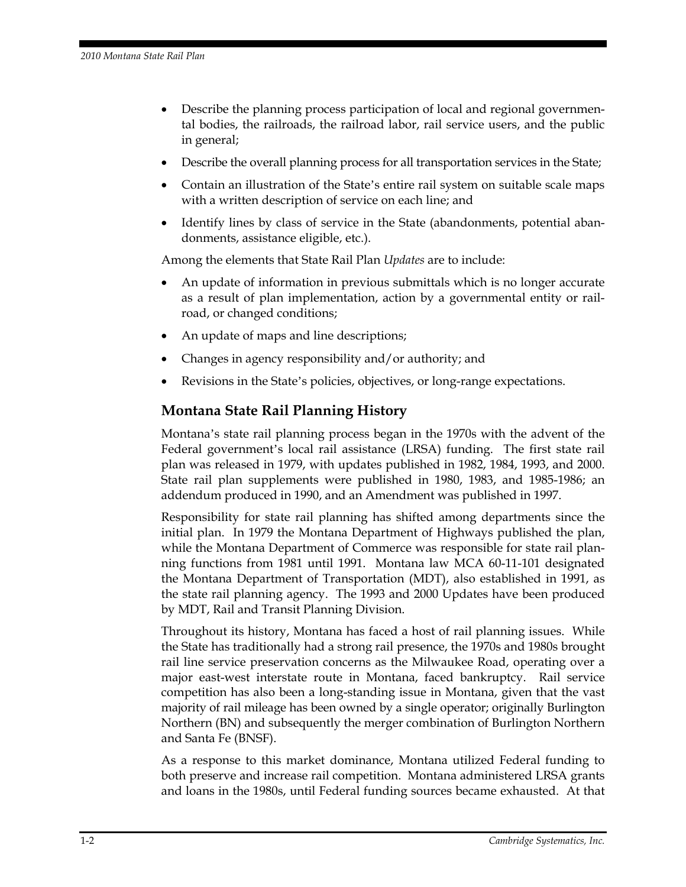- Describe the planning process participation of local and regional governmental bodies, the railroads, the railroad labor, rail service users, and the public in general;
- Describe the overall planning process for all transportation services in the State;
- Contain an illustration of the State's entire rail system on suitable scale maps with a written description of service on each line; and
- Identify lines by class of service in the State (abandonments, potential abandonments, assistance eligible, etc.).

Among the elements that State Rail Plan *Updates* are to include:

- An update of information in previous submittals which is no longer accurate as a result of plan implementation, action by a governmental entity or railroad, or changed conditions;
- An update of maps and line descriptions;
- Changes in agency responsibility and/or authority; and
- Revisions in the State's policies, objectives, or long-range expectations.

## Montana State Rail Planning History

Montana's state rail planning process began in the 1970s with the advent of the Federal government's local rail assistance (LRSA) funding. The first state rail plan was released in 1979, with updates published in 1982, 1984, 1993, and 2000. State rail plan supplements were published in 1980, 1983, and 1985-1986; an addendum produced in 1990, and an Amendment was published in 1997.

Responsibility for state rail planning has shifted among departments since the initial plan. In 1979 the Montana Department of Highways published the plan, while the Montana Department of Commerce was responsible for state rail planning functions from 1981 until 1991. Montana law MCA 60-11-101 designated the Montana Department of Transportation (MDT), also established in 1991, as the state rail planning agency. The 1993 and 2000 Updates have been produced by MDT, Rail and Transit Planning Division.

Throughout its history, Montana has faced a host of rail planning issues. While the State has traditionally had a strong rail presence, the 1970s and 1980s brought rail line service preservation concerns as the Milwaukee Road, operating over a major east-west interstate route in Montana, faced bankruptcy. Rail service competition has also been a long-standing issue in Montana, given that the vast majority of rail mileage has been owned by a single operator; originally Burlington Northern (BN) and subsequently the merger combination of Burlington Northern and Santa Fe (BNSF).

As a response to this market dominance, Montana utilized Federal funding to both preserve and increase rail competition. Montana administered LRSA grants and loans in the 1980s, until Federal funding sources became exhausted. At that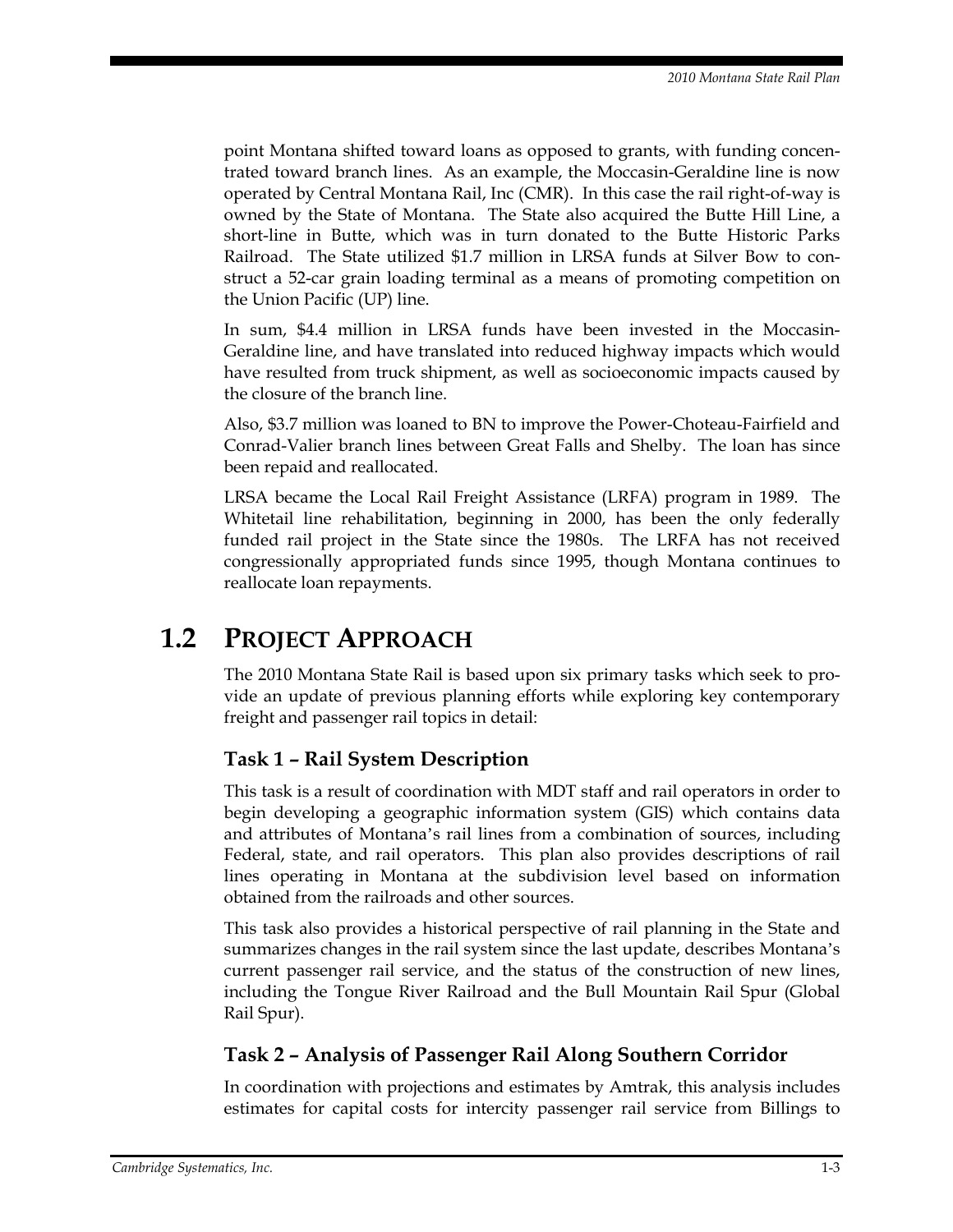point Montana shifted toward loans as opposed to grants, with funding concentrated toward branch lines. As an example, the Moccasin-Geraldine line is now operated by Central Montana Rail, Inc (CMR). In this case the rail right-of-way is owned by the State of Montana. The State also acquired the Butte Hill Line, a short-line in Butte, which was in turn donated to the Butte Historic Parks Railroad. The State utilized $1.7 million in LRSA funds at Silver Bow to construct a 52-car grain loading terminal as a means of promoting competition on the Union Pacific (UP) line.

In sum, $4.4 million in LRSA funds have been invested in the Moccasin-Geraldine line, and have translated into reduced highway impacts which would have resulted from truck shipment, as well as socioeconomic impacts caused by the closure of the branch line.

Also, $3.7 million was loaned to BN to improve the Power-Choteau-Fairfield and Conrad-Valier branch lines between Great Falls and Shelby. The loan has since been repaid and reallocated.

LRSA became the Local Rail Freight Assistance (LRFA) program in 1989. The Whitetail line rehabilitation, beginning in 2000, has been the only federally funded rail project in the State since the 1980s. The LRFA has not received congressionally appropriated funds since 1995, though Montana continues to reallocate loan repayments.

## 1.2 Project Approach

The 2010 Montana State Rail is based upon six primary tasks which seek to provide an update of previous planning efforts while exploring key contemporary freight and passenger rail topics in detail:

### Task 1 – Rail System Description

This task is a result of coordination with MDT staff and rail operators in order to begin developing a geographic information system (GIS) which contains data and attributes of Montana's rail lines from a combination of sources, including Federal, state, and rail operators. This plan also provides descriptions of rail lines operating in Montana at the subdivision level based on information obtained from the railroads and other sources.

This task also provides a historical perspective of rail planning in the State and summarizes changes in the rail system since the last update, describes Montana's current passenger rail service, and the status of the construction of new lines, including the Tongue River Railroad and the Bull Mountain Rail Spur (Global Rail Spur).

### Task 2 – Analysis of Passenger Rail Along Southern Corridor

In coordination with projections and estimates by Amtrak, this analysis includes estimates for capital costs for intercity passenger rail service from Billings to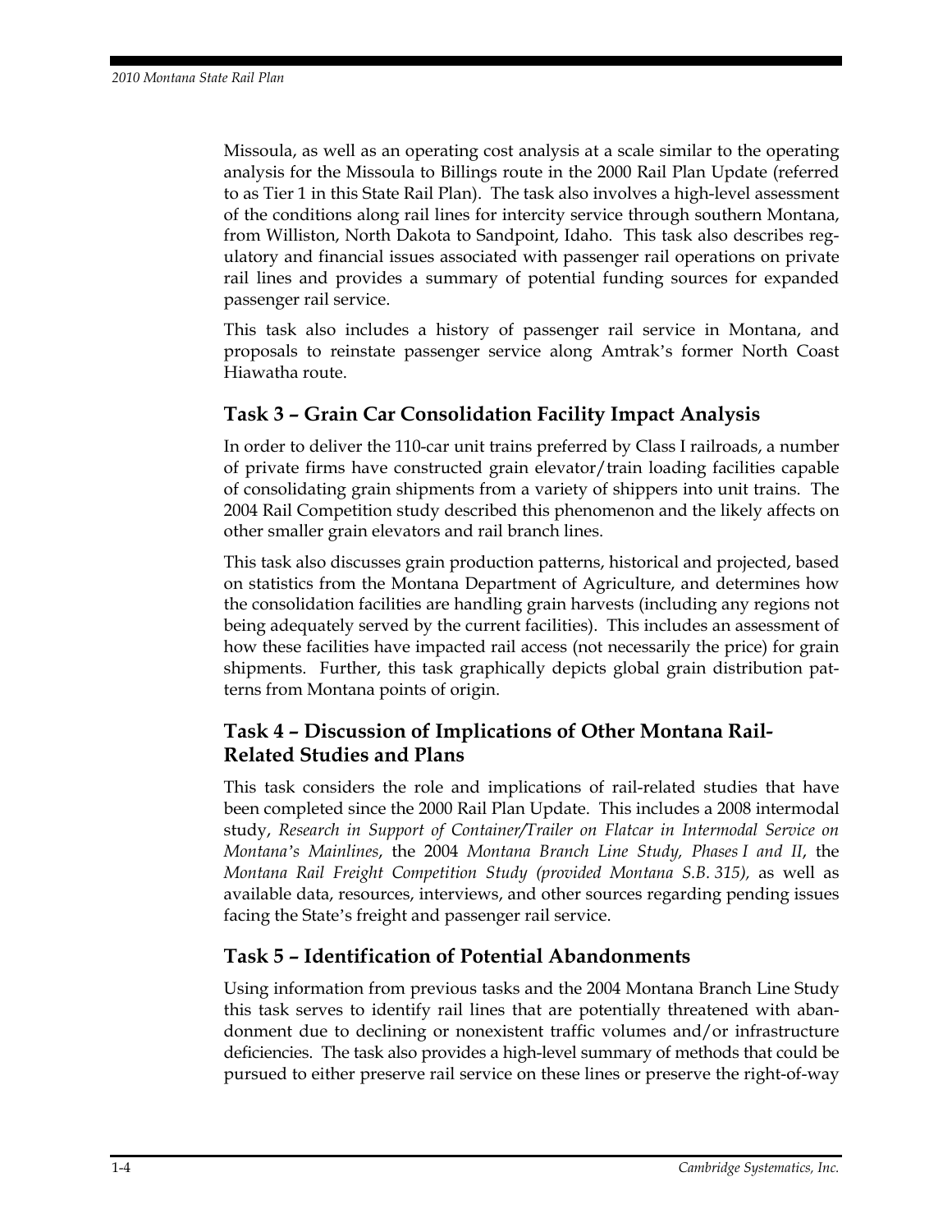Missoula, as well as an operating cost analysis at a scale similar to the operating analysis for the Missoula to Billings route in the 2000 Rail Plan Update (referred to as Tier 1 in this State Rail Plan). The task also involves a high-level assessment of the conditions along rail lines for intercity service through southern Montana, from Williston, North Dakota to Sandpoint, Idaho. This task also describes regulatory and financial issues associated with passenger rail operations on private rail lines and provides a summary of potential funding sources for expanded passenger rail service.

This task also includes a history of passenger rail service in Montana, and proposals to reinstate passenger service along Amtrak's former North Coast Hiawatha route.

## Task 3 – Grain Car Consolidation Facility Impact Analysis

In order to deliver the 110-car unit trains preferred by Class I railroads, a number of private firms have constructed grain elevator/train loading facilities capable of consolidating grain shipments from a variety of shippers into unit trains. The 2004 Rail Competition study described this phenomenon and the likely affects on other smaller grain elevators and rail branch lines.

This task also discusses grain production patterns, historical and projected, based on statistics from the Montana Department of Agriculture, and determines how the consolidation facilities are handling grain harvests (including any regions not being adequately served by the current facilities). This includes an assessment of how these facilities have impacted rail access (not necessarily the price) for grain shipments. Further, this task graphically depicts global grain distribution patterns from Montana points of origin.

## Task 4 – Discussion of Implications of Other Montana Rail-Related Studies and Plans

This task considers the role and implications of rail-related studies that have been completed since the 2000 Rail Plan Update. This includes a 2008 intermodal study, *Research in Support of Container/Trailer on Flatcar in Intermodal Service on Montana's Mainlines*, the 2004 *Montana Branch Line Study, Phases I and II*, the *Montana Rail Freight Competition Study (provided Montana S.B. 315),* as well as available data, resources, interviews, and other sources regarding pending issues facing the State's freight and passenger rail service.

## Task 5 – Identification of Potential Abandonments

Using information from previous tasks and the 2004 Montana Branch Line Study this task serves to identify rail lines that are potentially threatened with abandonment due to declining or nonexistent traffic volumes and/or infrastructure deficiencies. The task also provides a high-level summary of methods that could be pursued to either preserve rail service on these lines or preserve the right-of-way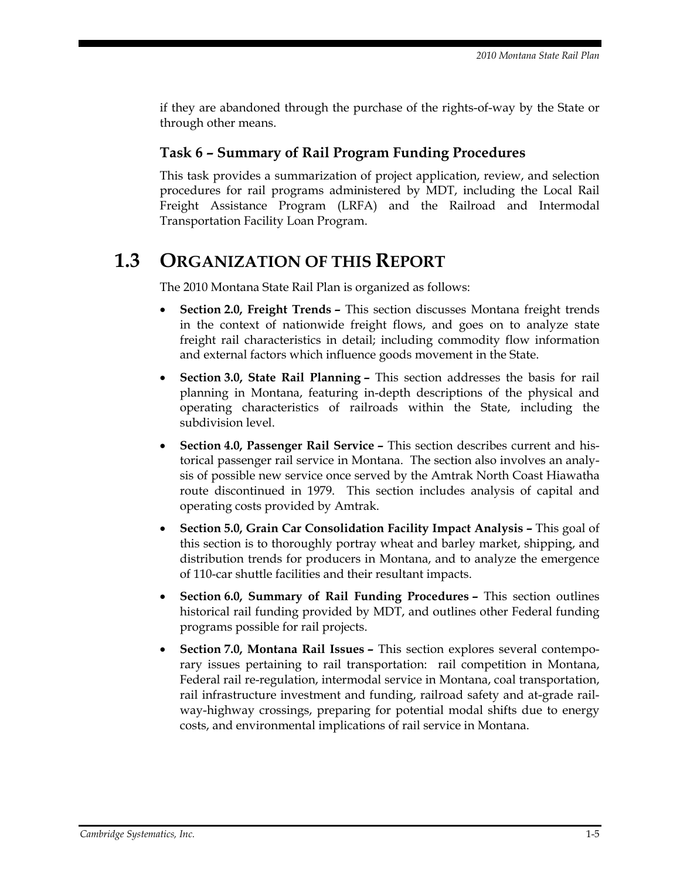if they are abandoned through the purchase of the rights-of-way by the State or through other means.

### Task 6 – Summary of Rail Program Funding Procedures

This task provides a summarization of project application, review, and selection procedures for rail programs administered by MDT, including the Local Rail Freight Assistance Program (LRFA) and the Railroad and Intermodal Transportation Facility Loan Program.

## 1.3 Organization of this Report

The 2010 Montana State Rail Plan is organized as follows:

- **Section 2.0, Freight Trends –** This section discusses Montana freight trends in the context of nationwide freight flows, and goes on to analyze state freight rail characteristics in detail; including commodity flow information and external factors which influence goods movement in the State.
- **Section 3.0, State Rail Planning –** This section addresses the basis for rail planning in Montana, featuring in-depth descriptions of the physical and operating characteristics of railroads within the State, including the subdivision level.
- **Section 4.0, Passenger Rail Service –** This section describes current and historical passenger rail service in Montana. The section also involves an analysis of possible new service once served by the Amtrak North Coast Hiawatha route discontinued in 1979. This section includes analysis of capital and operating costs provided by Amtrak.
- **Section 5.0, Grain Car Consolidation Facility Impact Analysis –** This goal of this section is to thoroughly portray wheat and barley market, shipping, and distribution trends for producers in Montana, and to analyze the emergence of 110-car shuttle facilities and their resultant impacts.
- **Section 6.0, Summary of Rail Funding Procedures –** This section outlines historical rail funding provided by MDT, and outlines other Federal funding programs possible for rail projects.
- **Section 7.0, Montana Rail Issues –** This section explores several contemporary issues pertaining to rail transportation: rail competition in Montana, Federal rail re-regulation, intermodal service in Montana, coal transportation, rail infrastructure investment and funding, railroad safety and at-grade railway-highway crossings, preparing for potential modal shifts due to energy costs, and environmental implications of rail service in Montana.